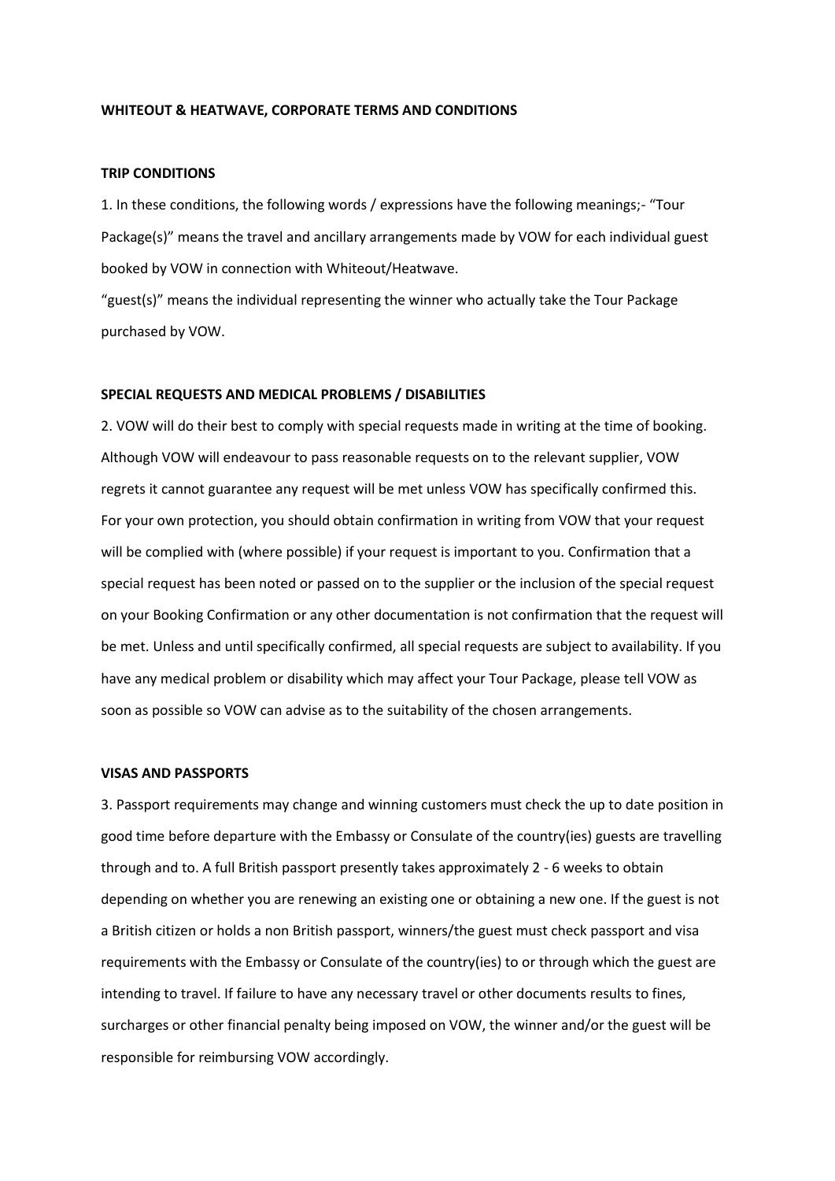**WHITEOUT & HEATWAVE, CORPORATE TERMS AND CONDITIONS**

**TRIP CONDITIONS**

1. In these conditions, the following words / expressions have the following meanings;- "Tour Package(s)" means the travel and ancillary arrangements made by VOW for each individual guest booked by VOW in connection with Whiteout/Heatwave.

"guest(s)" means the individual representing the winner who actually take the Tour Package purchased by VOW.

**SPECIAL REQUESTS AND MEDICAL PROBLEMS / DISABILITIES**

2. VOW will do their best to comply with special requests made in writing at the time of booking. Although VOW will endeavour to pass reasonable requests on to the relevant supplier, VOW regrets it cannot guarantee any request will be met unless VOW has specifically confirmed this. For your own protection, you should obtain confirmation in writing from VOW that your request will be complied with (where possible) if your request is important to you. Confirmation that a special request has been noted or passed on to the supplier or the inclusion of the special request on your Booking Confirmation or any other documentation is not confirmation that the request will be met. Unless and until specifically confirmed, all special requests are subject to availability. If you have any medical problem or disability which may affect your Tour Package, please tell VOW as soon as possible so VOW can advise as to the suitability of the chosen arrangements.

**VISAS AND PASSPORTS**

3. Passport requirements may change and winning customers must check the up to date position in good time before departure with the Embassy or Consulate of the country(ies) guests are travelling through and to. A full British passport presently takes approximately 2 - 6 weeks to obtain depending on whether you are renewing an existing one or obtaining a new one. If the guest is not a British citizen or holds a non British passport, winners/the guest must check passport and visa requirements with the Embassy or Consulate of the country(ies) to or through which the guest are intending to travel. If failure to have any necessary travel or other documents results to fines, surcharges or other financial penalty being imposed on VOW, the winner and/or the guest will be responsible for reimbursing VOW accordingly.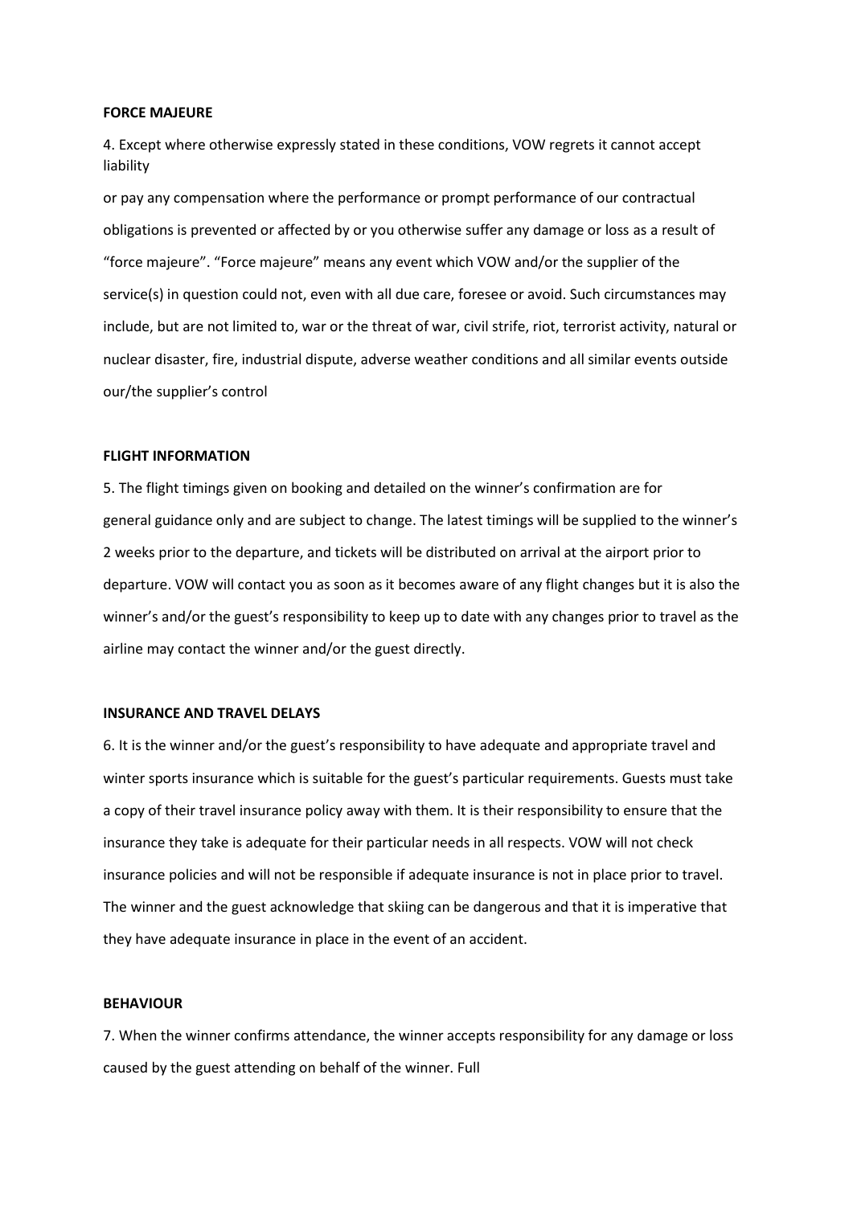**FORCE MAJEURE**

4. Except where otherwise expressly stated in these conditions, VOW regrets it cannot accept liability

or pay any compensation where the performance or prompt performance of our contractual obligations is prevented or affected by or you otherwise suffer any damage or loss as a result of "force majeure". "Force majeure" means any event which VOW and/or the supplier of the service(s) in question could not, even with all due care, foresee or avoid. Such circumstances may include, but are not limited to, war or the threat of war, civil strife, riot, terrorist activity, natural or nuclear disaster, fire, industrial dispute, adverse weather conditions and all similar events outside our/the supplier's control

**FLIGHT INFORMATION**

5. The flight timings given on booking and detailed on the winner's confirmation are for general guidance only and are subject to change. The latest timings will be supplied to the winner's 2 weeks prior to the departure, and tickets will be distributed on arrival at the airport prior to departure. VOW will contact you as soon as it becomes aware of any flight changes but it is also the winner's and/or the guest's responsibility to keep up to date with any changes prior to travel as the airline may contact the winner and/or the guest directly.

**INSURANCE AND TRAVEL DELAYS**

6. It is the winner and/or the guest's responsibility to have adequate and appropriate travel and winter sports insurance which is suitable for the guest's particular requirements. Guests must take a copy of their travel insurance policy away with them. It is their responsibility to ensure that the insurance they take is adequate for their particular needs in all respects. VOW will not check insurance policies and will not be responsible if adequate insurance is not in place prior to travel. The winner and the guest acknowledge that skiing can be dangerous and that it is imperative that they have adequate insurance in place in the event of an accident.

**BEHAVIOUR**

7. When the winner confirms attendance, the winner accepts responsibility for any damage or loss caused by the guest attending on behalf of the winner. Full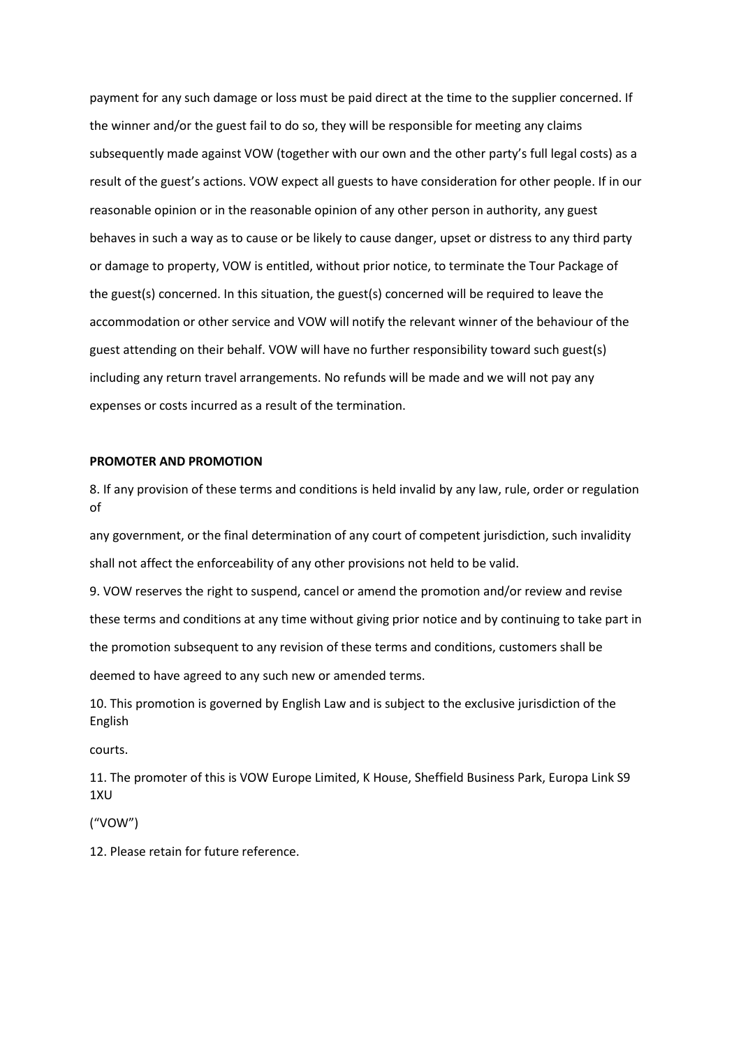payment for any such damage or loss must be paid direct at the time to the supplier concerned. If the winner and/or the guest fail to do so, they will be responsible for meeting any claims subsequently made against VOW (together with our own and the other party's full legal costs) as a result of the guest's actions. VOW expect all guests to have consideration for other people. If in our reasonable opinion or in the reasonable opinion of any other person in authority, any guest behaves in such a way as to cause or be likely to cause danger, upset or distress to any third party or damage to property, VOW is entitled, without prior notice, to terminate the Tour Package of the guest(s) concerned. In this situation, the guest(s) concerned will be required to leave the accommodation or other service and VOW will notify the relevant winner of the behaviour of the guest attending on their behalf. VOW will have no further responsibility toward such guest(s) including any return travel arrangements. No refunds will be made and we will not pay any expenses or costs incurred as a result of the termination.

**PROMOTER AND PROMOTION**

8. If any provision of these terms and conditions is held invalid by any law, rule, order or regulation of any government, or the final determination of any court of competent jurisdiction, such invalidity shall not affect the enforceability of any other provisions not held to be valid.

9. VOW reserves the right to suspend, cancel or amend the promotion and/or review and revise these terms and conditions at any time without giving prior notice and by continuing to take part in the promotion subsequent to any revision of these terms and conditions, customers shall be deemed to have agreed to any such new or amended terms.

10. This promotion is governed by English Law and is subject to the exclusive jurisdiction of the English courts.

11. The promoter of this is VOW Europe Limited, K House, Sheffield Business Park, Europa Link S9 1XU ("VOW")

12. Please retain for future reference.